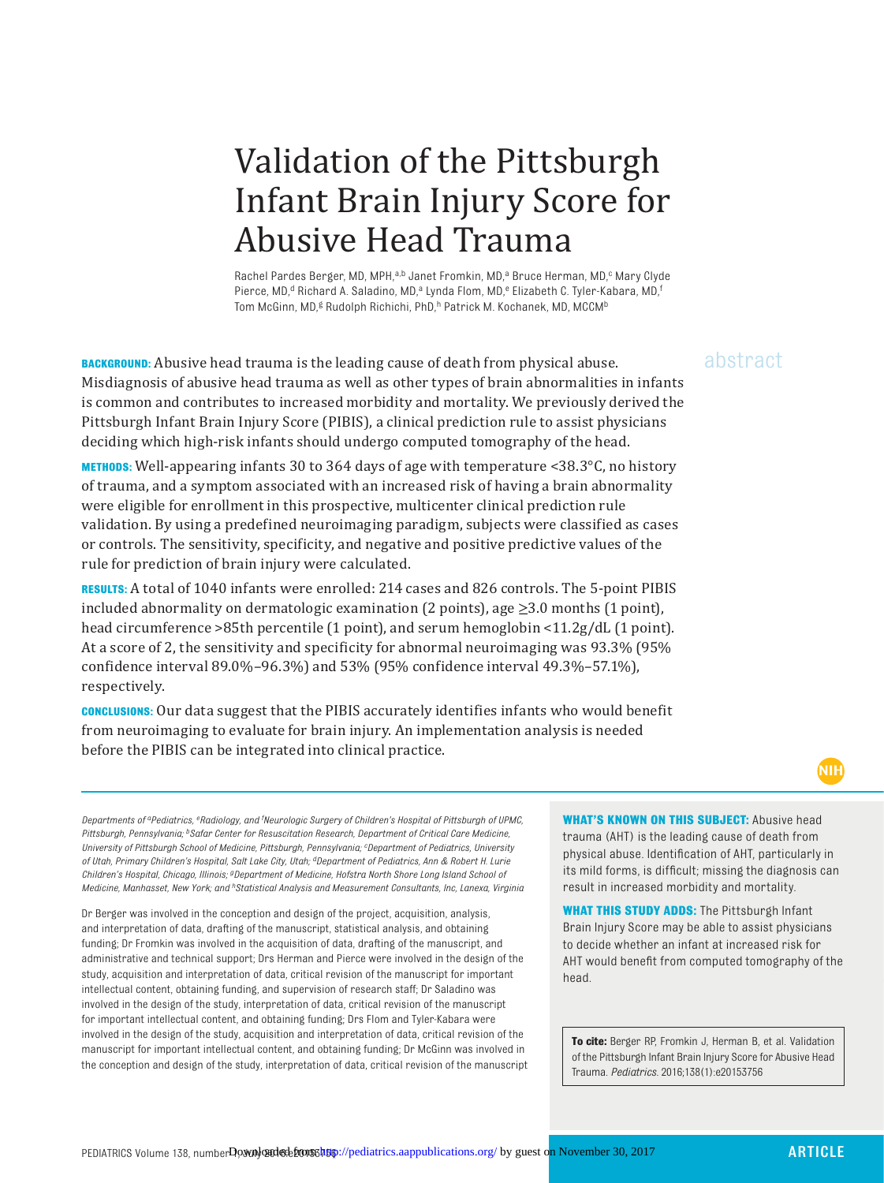# Validation of the Pittsburgh Infant Brain Injury Score for Abusive Head Trauma

Rachel Pardes Berger, MD, MPH,[a,b] Janet Fromkin, MD,[a] Bruce Herman, MD,[c] Mary Clyde Pierce, MD,[d] Richard A. Saladino, MD,[a] Lynda Flom, MD,[e] Elizabeth C. Tyler-Kabara, MD,[f] Tom McGinn, MD,[g] Rudolph Richichi, PhD,[h] Patrick M. Kochanek, MD, MCCM[b]

abstract

**BACKGROUND:** Abusive head trauma is the leading cause of death from physical abuse. Misdiagnosis of abusive head trauma as well as other types of brain abnormalities in infants is common and contributes to increased morbidity and mortality. We previously derived the Pittsburgh Infant Brain Injury Score (PIBIS), a clinical prediction rule to assist physicians deciding which high-risk infants should undergo computed tomography of the head.

**METHODS:** Well-appearing infants 30 to 364 days of age with temperature <38.3°C, no history of trauma, and a symptom associated with an increased risk of having a brain abnormality were eligible for enrollment in this prospective, multicenter clinical prediction rule validation. By using a predefined neuroimaging paradigm, subjects were classified as cases or controls. The sensitivity, specificity, and negative and positive predictive values of the rule for prediction of brain injury were calculated.

**RESULTS:** A total of 1040 infants were enrolled: 214 cases and 826 controls. The 5-point PIBIS included abnormality on dermatologic examination (2 points), age ≥3.0 months (1 point), head circumference >85th percentile (1 point), and serum hemoglobin <11.2g/dL (1 point). At a score of 2, the sensitivity and specificity for abnormal neuroimaging was 93.3% (95% confidence interval 89.0%–96.3%) and 53% (95% confidence interval 49.3%–57.1%), respectively.

**CONCLUSIONS:** Our data suggest that the PIBIS accurately identifies infants who would benefit from neuroimaging to evaluate for brain injury. An implementation analysis is needed before the PIBIS can be integrated into clinical practice.

NIH

*Departments of [a]Pediatrics, [e]Radiology, and [f]Neurologic Surgery of Children's Hospital of Pittsburgh of UPMC, Pittsburgh, Pennsylvania; [b]Safar Center for Resuscitation Research, Department of Critical Care Medicine, University of Pittsburgh School of Medicine, Pittsburgh, Pennsylvania; [c]Department of Pediatrics, University of Utah, Primary Children's Hospital, Salt Lake City, Utah; [d]Department of Pediatrics, Ann & Robert H. Lurie Children's Hospital, Chicago, Illinois; [g]Department of Medicine, Hofstra North Shore Long Island School of Medicine, Manhasset, New York; and [h]Statistical Analysis and Measurement Consultants, Inc, Lanexa, Virginia*

Dr Berger was involved in the conception and design of the project, acquisition, analysis, and interpretation of data, drafting of the manuscript, statistical analysis, and obtaining funding; Dr Fromkin was involved in the acquisition of data, drafting of the manuscript, and administrative and technical support; Drs Herman and Pierce were involved in the design of the study, acquisition and interpretation of data, critical revision of the manuscript for important intellectual content, obtaining funding, and supervision of research staff; Dr Saladino was involved in the design of the study, interpretation of data, critical revision of the manuscript for important intellectual content, and obtaining funding; Drs Flom and Tyler-Kabara were involved in the design of the study, acquisition and interpretation of data, critical revision of the manuscript for important intellectual content, and obtaining funding; Dr McGinn was involved in the conception and design of the study, interpretation of data, critical revision of the manuscript

**WHAT'S KNOWN ON THIS SUBJECT:** Abusive head trauma (AHT) is the leading cause of death from physical abuse. Identification of AHT, particularly in its mild forms, is difficult; missing the diagnosis can result in increased morbidity and mortality.

**WHAT THIS STUDY ADDS:** The Pittsburgh Infant Brain Injury Score may be able to assist physicians to decide whether an infant at increased risk for AHT would benefit from computed tomography of the head.

**To cite:** Berger RP, Fromkin J, Herman B, et al. Validation of the Pittsburgh Infant Brain Injury Score for Abusive Head Trauma. *Pediatrics.* 2016;138(1):e20153756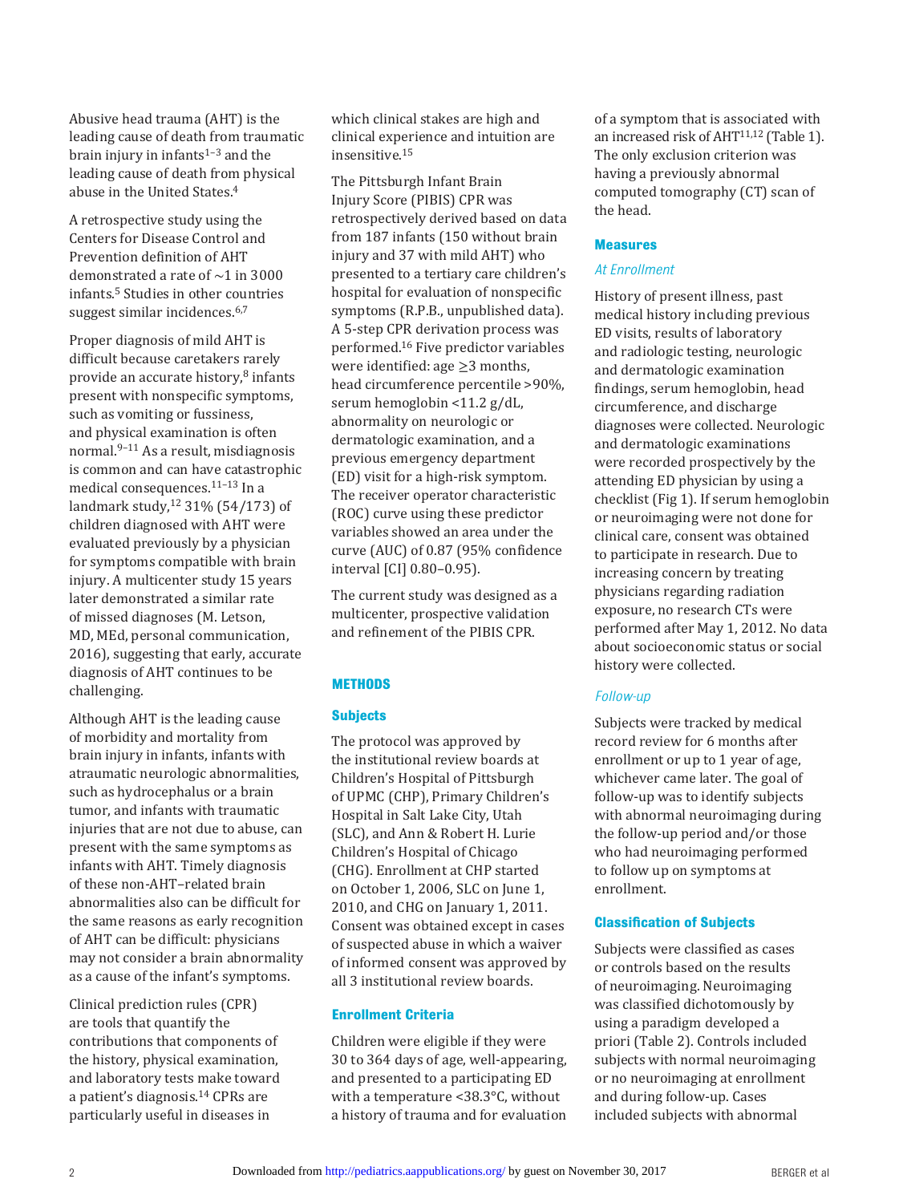Abusive head trauma (AHT) is the leading cause of death from traumatic brain injury in infants[1–3] and the leading cause of death from physical abuse in the United States.[4]

A retrospective study using the Centers for Disease Control and Prevention definition of AHT demonstrated a rate of ∼1 in 3000 infants.[5] Studies in other countries suggest similar incidences.[6,7]

Proper diagnosis of mild AHT is difficult because caretakers rarely provide an accurate history,[8] infants present with nonspecific symptoms, such as vomiting or fussiness, and physical examination is often normal.[9–11] As a result, misdiagnosis is common and can have catastrophic medical consequences.[11–13] In a landmark study,[12] 31% (54/173) of children diagnosed with AHT were evaluated previously by a physician for symptoms compatible with brain injury. A multicenter study 15 years later demonstrated a similar rate of missed diagnoses (M. Letson, MD, MEd, personal communication, 2016), suggesting that early, accurate diagnosis of AHT continues to be challenging.

Although AHT is the leading cause of morbidity and mortality from brain injury in infants, infants with atraumatic neurologic abnormalities, such as hydrocephalus or a brain tumor, and infants with traumatic injuries that are not due to abuse, can present with the same symptoms as infants with AHT. Timely diagnosis of these non-AHT–related brain abnormalities also can be difficult for the same reasons as early recognition of AHT can be difficult: physicians may not consider a brain abnormality as a cause of the infant's symptoms.

Clinical prediction rules (CPR) are tools that quantify the contributions that components of the history, physical examination, and laboratory tests make toward a patient's diagnosis.[14] CPRs are particularly useful in diseases in which clinical stakes are high and clinical experience and intuition are insensitive.[15]

The Pittsburgh Infant Brain Injury Score (PIBIS) CPR was retrospectively derived based on data from 187 infants (150 without brain injury and 37 with mild AHT) who presented to a tertiary care children's hospital for evaluation of nonspecific symptoms (R.P.B., unpublished data). A 5-step CPR derivation process was performed.[16] Five predictor variables were identified: age ≥3 months, head circumference percentile >90%, serum hemoglobin <11.2 g/dL, abnormality on neurologic or dermatologic examination, and a previous emergency department (ED) visit for a high-risk symptom. The receiver operator characteristic (ROC) curve using these predictor variables showed an area under the curve (AUC) of 0.87 (95% confidence interval [CI] 0.80–0.95).

The current study was designed as a multicenter, prospective validation and refinement of the PIBIS CPR.

## METHODS

### Subjects

The protocol was approved by the institutional review boards at Children's Hospital of Pittsburgh of UPMC (CHP), Primary Children's Hospital in Salt Lake City, Utah (SLC), and Ann & Robert H. Lurie Children's Hospital of Chicago (CHG). Enrollment at CHP started on October 1, 2006, SLC on June 1, 2010, and CHG on January 1, 2011. Consent was obtained except in cases of suspected abuse in which a waiver of informed consent was approved by all 3 institutional review boards.

### Enrollment Criteria

Children were eligible if they were 30 to 364 days of age, well-appearing, and presented to a participating ED with a temperature <38.3°C, without a history of trauma and for evaluation of a symptom that is associated with an increased risk of AHT[11,12] (Table 1). The only exclusion criterion was having a previously abnormal computed tomography (CT) scan of the head.

### Measures

#### *At Enrollment*

History of present illness, past medical history including previous ED visits, results of laboratory and radiologic testing, neurologic and dermatologic examination findings, serum hemoglobin, head circumference, and discharge diagnoses were collected. Neurologic and dermatologic examinations were recorded prospectively by the attending ED physician by using a checklist (Fig 1). If serum hemoglobin or neuroimaging were not done for clinical care, consent was obtained to participate in research. Due to increasing concern by treating physicians regarding radiation exposure, no research CTs were performed after May 1, 2012. No data about socioeconomic status or social history were collected.

#### *Follow-up*

Subjects were tracked by medical record review for 6 months after enrollment or up to 1 year of age, whichever came later. The goal of follow-up was to identify subjects with abnormal neuroimaging during the follow-up period and/or those who had neuroimaging performed to follow up on symptoms at enrollment.

### Classification of Subjects

Subjects were classified as cases or controls based on the results of neuroimaging. Neuroimaging was classified dichotomously by using a paradigm developed a priori (Table 2). Controls included subjects with normal neuroimaging or no neuroimaging at enrollment and during follow-up. Cases included subjects with abnormal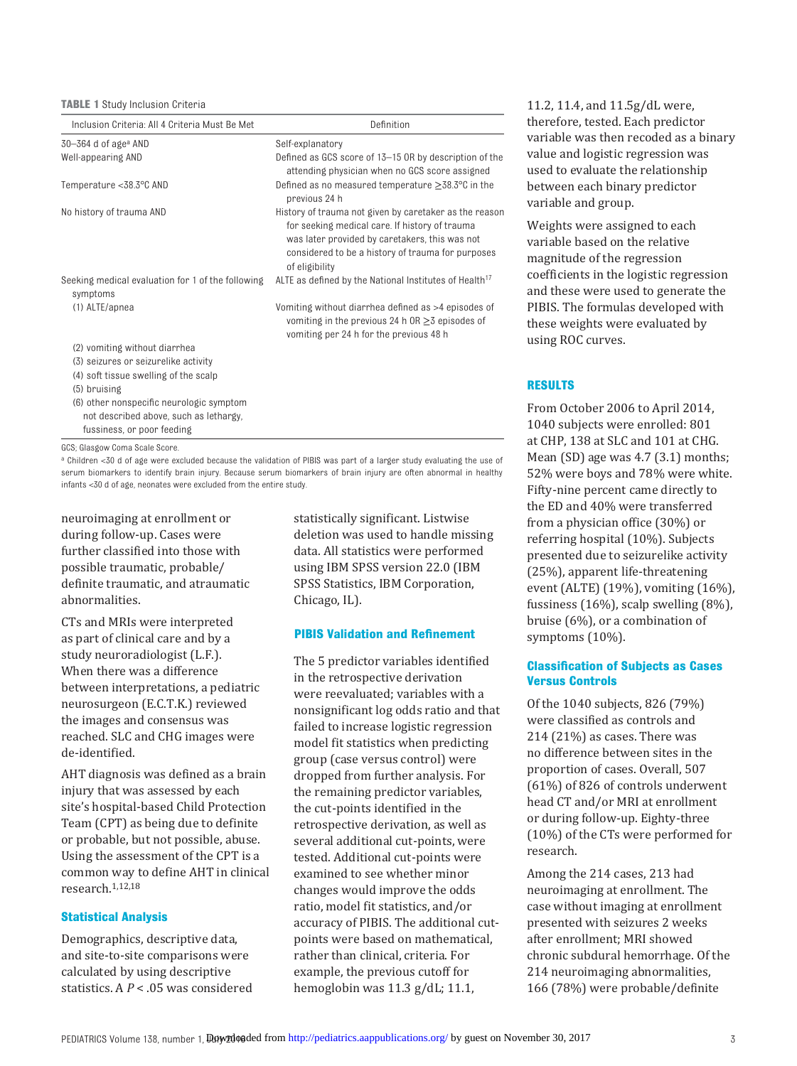**TABLE 1** Study Inclusion Criteria

| Inclusion Criteria: All 4 Criteria Must Be Met | Definition |
|---|---|
| 30–364 d of age[a] AND | Self-explanatory |
| Well-appearing AND | Defined as GCS score of 13–15 OR by description of the attending physician when no GCS score assigned |
| Temperature <38.3°C AND | Defined as no measured temperature ≥38.3°C in the previous 24 h |
| No history of trauma AND | History of trauma not given by caretaker as the reason for seeking medical care. If history of trauma was later provided by caretakers, this was not considered to be a history of trauma for purposes of eligibility |
| Seeking medical evaluation for 1 of the following symptoms | ALTE as defined by the National Institutes of Health[17] |
| (1) ALTE/apnea | Vomiting without diarrhea defined as >4 episodes of vomiting in the previous 24 h OR ≥3 episodes of vomiting per 24 h for the previous 48 h |
| (2) vomiting without diarrhea | |
| (3) seizures or seizurelike activity | |
| (4) soft tissue swelling of the scalp | |
| (5) bruising | |
| (6) other nonspecific neurologic symptom not described above, such as lethargy, fussiness, or poor feeding | |

GCS, Glasgow Coma Scale Score.

[a] Children <30 d of age were excluded because the validation of PIBIS was part of a larger study evaluating the use of serum biomarkers to identify brain injury. Because serum biomarkers of brain injury are often abnormal in healthy infants <30 d of age, neonates were excluded from the entire study.

neuroimaging at enrollment or during follow-up. Cases were further classified into those with possible traumatic, probable/definite traumatic, and atraumatic abnormalities.

CTs and MRIs were interpreted as part of clinical care and by a study neuroradiologist (L.F.). When there was a difference between interpretations, a pediatric neurosurgeon (E.C.T.K.) reviewed the images and consensus was reached. SLC and CHG images were de-identified.

AHT diagnosis was defined as a brain injury that was assessed by each site's hospital-based Child Protection Team (CPT) as being due to definite or probable, but not possible, abuse. Using the assessment of the CPT is a common way to define AHT in clinical research.[1,12,18]

## Statistical Analysis

Demographics, descriptive data, and site-to-site comparisons were calculated by using descriptive statistics. A $P < .05$ was considered statistically significant. Listwise deletion was used to handle missing data. All statistics were performed using IBM SPSS version 22.0 (IBM SPSS Statistics, IBM Corporation, Chicago, IL).

## PIBIS Validation and Refinement

The 5 predictor variables identified in the retrospective derivation were reevaluated; variables with a nonsignificant log odds ratio and that failed to increase logistic regression model fit statistics when predicting group (case versus control) were dropped from further analysis. For the remaining predictor variables, the cut-points identified in the retrospective derivation, as well as several additional cut-points, were tested. Additional cut-points were examined to see whether minor changes would improve the odds ratio, model fit statistics, and/or accuracy of PIBIS. The additional cut-points were based on mathematical, rather than clinical, criteria. For example, the previous cutoff for hemoglobin was 11.3 g/dL; 11.1, 11.2, 11.4, and 11.5g/dL were, therefore, tested. Each predictor variable was then recoded as a binary value and logistic regression was used to evaluate the relationship between each binary predictor variable and group.

Weights were assigned to each variable based on the relative magnitude of the regression coefficients in the logistic regression and these were used to generate the PIBIS. The formulas developed with these weights were evaluated by using ROC curves.

## RESULTS

From October 2006 to April 2014, 1040 subjects were enrolled: 801 at CHP, 138 at SLC and 101 at CHG. Mean (SD) age was 4.7 (3.1) months; 52% were boys and 78% were white. Fifty-nine percent came directly to the ED and 40% were transferred from a physician office (30%) or referring hospital (10%). Subjects presented due to seizurelike activity (25%), apparent life-threatening event (ALTE) (19%), vomiting (16%), fussiness (16%), scalp swelling (8%), bruise (6%), or a combination of symptoms (10%).

## Classification of Subjects as Cases Versus Controls

Of the 1040 subjects, 826 (79%) were classified as controls and 214 (21%) as cases. There was no difference between sites in the proportion of cases. Overall, 507 (61%) of 826 of controls underwent head CT and/or MRI at enrollment or during follow-up. Eighty-three (10%) of the CTs were performed for research.

Among the 214 cases, 213 had neuroimaging at enrollment. The case without imaging at enrollment presented with seizures 2 weeks after enrollment; MRI showed chronic subdural hemorrhage. Of the 214 neuroimaging abnormalities, 166 (78%) were probable/definite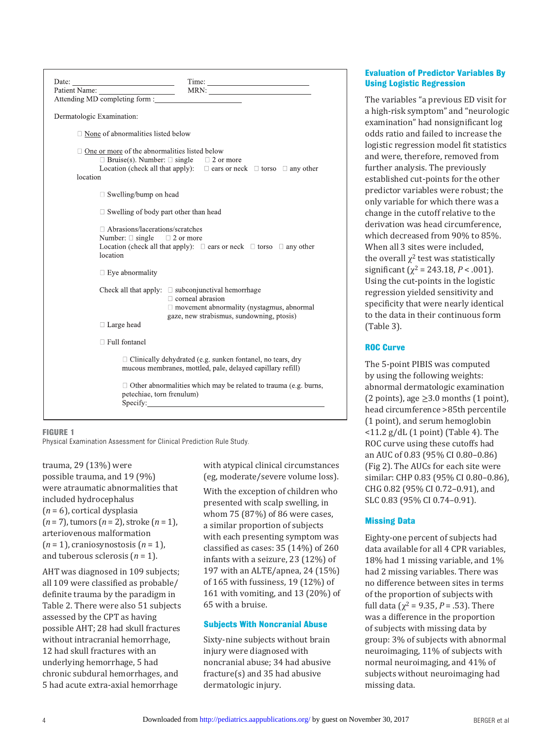Date: ______________________________ Time: ______________________________
Patient Name: ________________________ MRN: ______________________________
Attending MD completing form :________________________

Dermatologic Examination:

□ None of abnormalities listed below

□ One or more of the abnormalities listed below
  □ Bruise(s). Number: □ single □ 2 or more
  Location (check all that apply): □ ears or neck □ torso □ any other location

  □ Swelling/bump on head

  □ Swelling of body part other than head

  □ Abrasions/lacerations/scratches
  Number: □ single □ 2 or more
  Location (check all that apply): □ ears or neck □ torso □ any other location

  □ Eye abnormality

  Check all that apply: □ subconjunctival hemorrhage
  □ corneal abrasion
  □ movement abnormality (nystagmus, abnormal gaze, new strabismus, sundowning, ptosis)

  □ Large head

  □ Full fontanel

  □ Clinically dehydrated (e.g. sunken fontanel, no tears, dry mucous membranes, mottled, pale, delayed capillary refill)

  □ Other abnormalities which may be related to trauma (e.g. burns, petechiae, torn frenulum)
  Specify:________________________________________

**FIGURE 1**
Physical Examination Assessment for Clinical Prediction Rule Study.

trauma, 29 (13%) were possible trauma, and 19 (9%) were atraumatic abnormalities that included hydrocephalus ($n = 6$), cortical dysplasia ($n = 7$), tumors ($n = 2$), stroke ($n = 1$), arteriovenous malformation ($n = 1$), craniosynostosis ($n = 1$), and tuberous sclerosis ($n = 1$).

AHT was diagnosed in 109 subjects; all 109 were classified as probable/definite trauma by the paradigm in Table 2. There were also 51 subjects assessed by the CPT as having possible AHT; 28 had skull fractures without intracranial hemorrhage, 12 had skull fractures with an underlying hemorrhage, 5 had chronic subdural hemorrhages, and 5 had acute extra-axial hemorrhage with atypical clinical circumstances (eg, moderate/severe volume loss).

With the exception of children who presented with scalp swelling, in whom 75 (87%) of 86 were cases, a similar proportion of subjects with each presenting symptom was classified as cases: 35 (14%) of 260 infants with a seizure, 23 (12%) of 197 with an ALTE/apnea, 24 (15%) of 165 with fussiness, 19 (12%) of 161 with vomiting, and 13 (20%) of 65 with a bruise.

## Subjects With Noncranial Abuse

Sixty-nine subjects without brain injury were diagnosed with noncranial abuse; 34 had abusive fracture(s) and 35 had abusive dermatologic injury.

## Evaluation of Predictor Variables By Using Logistic Regression

The variables "a previous ED visit for a high-risk symptom" and "neurologic examination" had nonsignificant log odds ratio and failed to increase the logistic regression model fit statistics and were, therefore, removed from further analysis. The previously established cut-points for the other predictor variables were robust; the only variable for which there was a change in the cutoff relative to the derivation was head circumference, which decreased from 90% to 85%. When all 3 sites were included, the overall $\chi^2$ test was statistically significant ($\chi^2 = 243.18$, $P < .001$). Using the cut-points in the logistic regression yielded sensitivity and specificity that were nearly identical to the data in their continuous form (Table 3).

## ROC Curve

The 5-point PIBIS was computed by using the following weights: abnormal dermatologic examination (2 points), age $\geq$3.0 months (1 point), head circumference >85th percentile (1 point), and serum hemoglobin <11.2 g/dL (1 point) (Table 4). The ROC curve using these cutoffs had an AUC of 0.83 (95% CI 0.80–0.86) (Fig 2). The AUCs for each site were similar: CHP 0.83 (95% CI 0.80–0.86), CHG 0.82 (95% CI 0.72–0.91), and SLC 0.83 (95% CI 0.74–0.91).

## Missing Data

Eighty-one percent of subjects had data available for all 4 CPR variables, 18% had 1 missing variable, and 1% had 2 missing variables. There was no difference between sites in terms of the proportion of subjects with full data ($\chi^2 = 9.35$, $P = .53$). There was a difference in the proportion of subjects with missing data by group: 3% of subjects with abnormal neuroimaging, 11% of subjects with normal neuroimaging, and 41% of subjects without neuroimaging had missing data.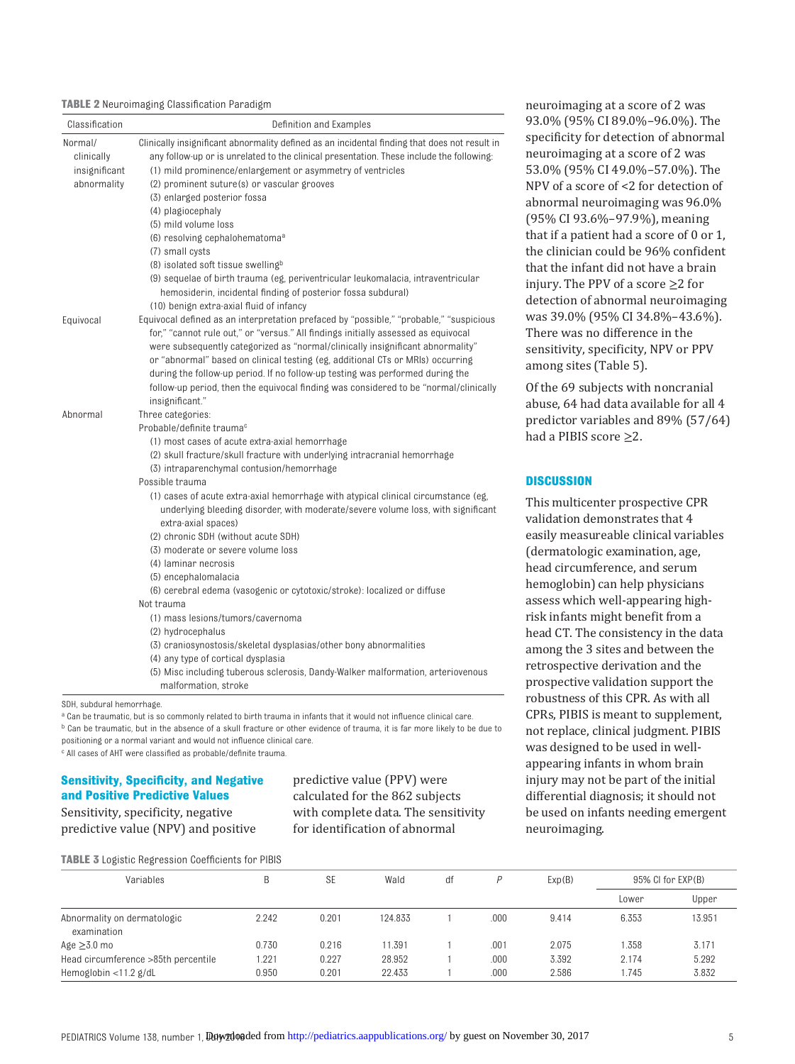**TABLE 2** Neuroimaging Classification Paradigm

| Classification | Definition and Examples |
|---|---|
| Normal/ clinically insignificant abnormality | Clinically insignificant abnormality defined as an incidental finding that does not result in any follow-up or is unrelated to the clinical presentation. These include the following: (1) mild prominence/enlargement or asymmetry of ventricles (2) prominent suture(s) or vascular grooves (3) enlarged posterior fossa (4) plagiocephaly (5) mild volume loss (6) resolving cephalohematoma[a] (7) small cysts (8) isolated soft tissue swelling[b] (9) sequelae of birth trauma (eg, periventricular leukomalacia, intraventricular hemosiderin, incidental finding of posterior fossa subdural) (10) benign extra-axial fluid of infancy |
| Equivocal | Equivocal defined as an interpretation prefaced by "possible," "probable," "suspicious for," "cannot rule out," or "versus." All findings initially assessed as equivocal were subsequently categorized as "normal/clinically insignificant abnormality" or "abnormal" based on clinical testing (eg, additional CTs or MRIs) occurring during the follow-up period. If no follow-up testing was performed during the follow-up period, then the equivocal finding was considered to be "normal/clinically insignificant." |
| Abnormal | Three categories: Probable/definite trauma[c] (1) most cases of acute extra-axial hemorrhage (2) skull fracture/skull fracture with underlying intracranial hemorrhage (3) intraparenchymal contusion/hemorrhage Possible trauma (1) cases of acute extra-axial hemorrhage with atypical clinical circumstance (eg, underlying bleeding disorder, with moderate/severe volume loss, with significant extra-axial spaces) (2) chronic SDH (without acute SDH) (3) moderate or severe volume loss (4) laminar necrosis (5) encephalomalacia (6) cerebral edema (vasogenic or cytotoxic/stroke): localized or diffuse Not trauma (1) mass lesions/tumors/cavernoma (2) hydrocephalus (3) craniosynostosis/skeletal dysplasias/other bony abnormalities (4) any type of cortical dysplasia (5) Misc including tuberous sclerosis, Dandy-Walker malformation, arteriovenous malformation, stroke |

SDH, subdural hemorrhage.
[a] Can be traumatic, but is so commonly related to birth trauma in infants that it would not influence clinical care.
[b] Can be traumatic, but in the absence of a skull fracture or other evidence of trauma, it is far more likely to be due to positioning or a normal variant and would not influence clinical care.
[c] All cases of AHT were classified as probable/definite trauma.

### Sensitivity, Specificity, and Negative and Positive Predictive Values

Sensitivity, specificity, negative predictive value (NPV) and positive predictive value (PPV) were calculated for the 862 subjects with complete data. The sensitivity for identification of abnormal neuroimaging at a score of 2 was 93.0% (95% CI 89.0%–96.0%). The specificity for detection of abnormal neuroimaging at a score of 2 was 53.0% (95% CI 49.0%–57.0%). The NPV of a score of <2 for detection of abnormal neuroimaging was 96.0% (95% CI 93.6%–97.9%), meaning that if a patient had a score of 0 or 1, the clinician could be 96% confident that the infant did not have a brain injury. The PPV of a score ≥2 for detection of abnormal neuroimaging was 39.0% (95% CI 34.8%–43.6%). There was no difference in the sensitivity, specificity, NPV or PPV among sites (Table 5).

Of the 69 subjects with noncranial abuse, 64 had data available for all 4 predictor variables and 89% (57/64) had a PIBIS score ≥2.

## DISCUSSION

This multicenter prospective CPR validation demonstrates that 4 easily measureable clinical variables (dermatologic examination, age, head circumference, and serum hemoglobin) can help physicians assess which well-appearing high-risk infants might benefit from a head CT. The consistency in the data among the 3 sites and between the retrospective derivation and the prospective validation support the robustness of this CPR. As with all CPRs, PIBIS is meant to supplement, not replace, clinical judgment. PIBIS was designed to be used in well-appearing infants in whom brain injury may not be part of the initial differential diagnosis; it should not be used on infants needing emergent neuroimaging.

**TABLE 3** Logistic Regression Coefficients for PIBIS

| Variables | B | SE | Wald | df | P | Exp(B) | 95% CI for EXP(B) | |
|---|---|---|---|---|---|---|---|---|
| | | | | | | | Lower | Upper |
| Abnormality on dermatologic examination | 2.242 | 0.201 | 124.833 | 1 | .000 | 9.414 | 6.353 | 13.951 |
| Age ≥3.0 mo | 0.730 | 0.216 | 11.391 | 1 | .001 | 2.075 | 1.358 | 3.171 |
| Head circumference >85th percentile | 1.221 | 0.227 | 28.952 | 1 | .000 | 3.392 | 2.174 | 5.292 |
| Hemoglobin <11.2 g/dL | 0.950 | 0.201 | 22.433 | 1 | .000 | 2.586 | 1.745 | 3.832 |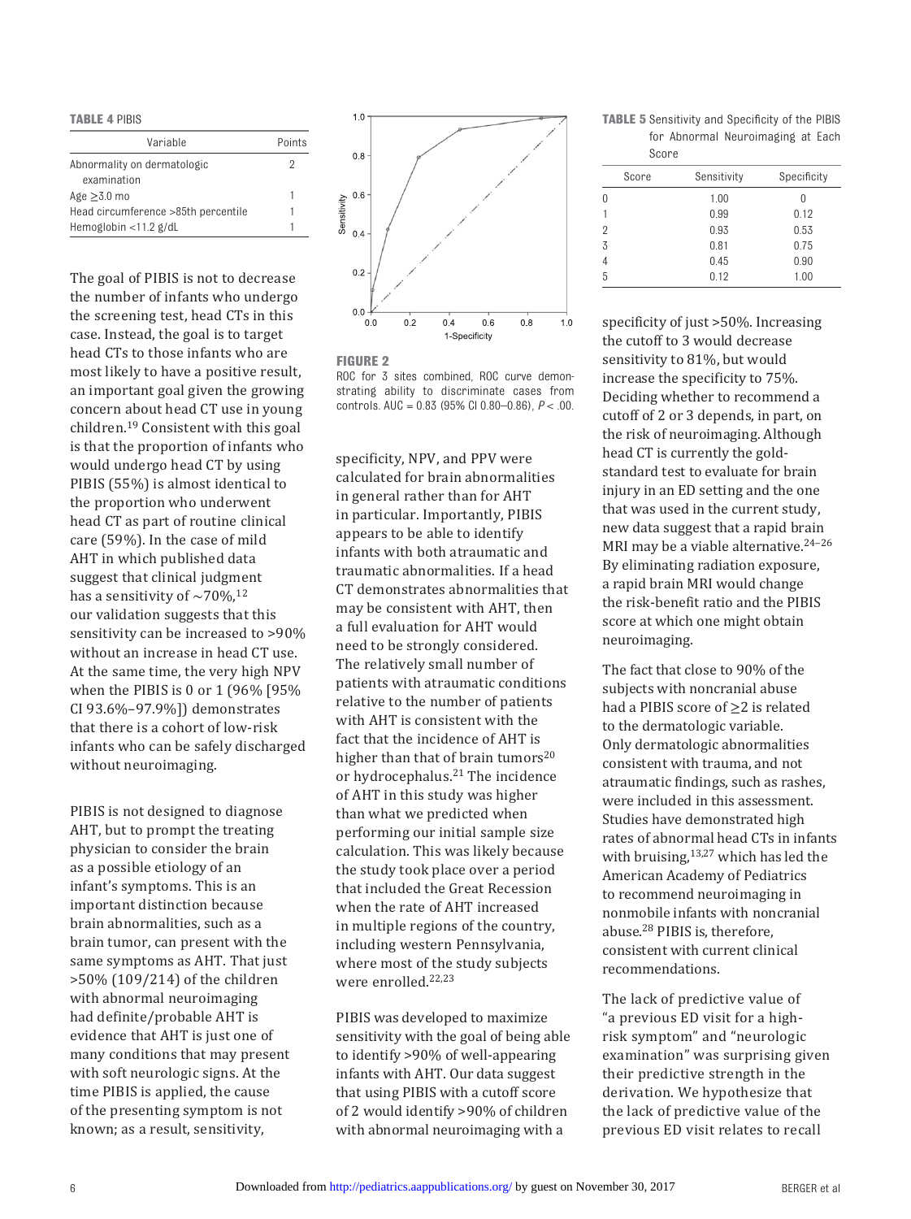**TABLE 4** PIBIS

| Variable | Points |
|---|---|
| Abnormality on dermatologic examination | 2 |
| Age ≥3.0 mo | 1 |
| Head circumference >85th percentile | 1 |
| Hemoglobin <11.2 g/dL | 1 |

The goal of PIBIS is not to decrease the number of infants who undergo the screening test, head CTs in this case. Instead, the goal is to target head CTs to those infants who are most likely to have a positive result, an important goal given the growing concern about head CT use in young children.[19] Consistent with this goal is that the proportion of infants who would undergo head CT by using PIBIS (55%) is almost identical to the proportion who underwent head CT as part of routine clinical care (59%). In the case of mild AHT in which published data suggest that clinical judgment has a sensitivity of ∼70%,[12] our validation suggests that this sensitivity can be increased to >90% without an increase in head CT use. At the same time, the very high NPV when the PIBIS is 0 or 1 (96% [95% CI 93.6%–97.9%]) demonstrates that there is a cohort of low-risk infants who can be safely discharged without neuroimaging.

PIBIS is not designed to diagnose AHT, but to prompt the treating physician to consider the brain as a possible etiology of an infant's symptoms. This is an important distinction because brain abnormalities, such as a brain tumor, can present with the same symptoms as AHT. That just >50% (109/214) of the children with abnormal neuroimaging had definite/probable AHT is evidence that AHT is just one of many conditions that may present with soft neurologic signs. At the time PIBIS is applied, the cause of the presenting symptom is not known; as a result, sensitivity, specificity, NPV, and PPV were calculated for brain abnormalities in general rather than for AHT in particular. Importantly, PIBIS appears to be able to identify infants with both atraumatic and traumatic abnormalities. If a head CT demonstrates abnormalities that may be consistent with AHT, then a full evaluation for AHT would need to be strongly considered. The relatively small number of patients with atraumatic conditions relative to the number of patients with AHT is consistent with the fact that the incidence of AHT is higher than that of brain tumors[20] or hydrocephalus.[21] The incidence of AHT in this study was higher than what we predicted when performing our initial sample size calculation. This was likely because the study took place over a period that included the Great Recession when the rate of AHT increased in multiple regions of the country, including western Pennsylvania, where most of the study subjects were enrolled.[22,23]

**FIGURE 2**
ROC for 3 sites combined, ROC curve demonstrating ability to discriminate cases from controls. AUC = 0.83 (95% CI 0.80–0.86), $P < .00$.

PIBIS was developed to maximize sensitivity with the goal of being able to identify >90% of well-appearing infants with AHT. Our data suggest that using PIBIS with a cutoff score of 2 would identify >90% of children with abnormal neuroimaging with a specificity of just >50%. Increasing the cutoff to 3 would decrease sensitivity to 81%, but would increase the specificity to 75%. Deciding whether to recommend a cutoff of 2 or 3 depends, in part, on the risk of neuroimaging. Although head CT is currently the gold-standard test to evaluate for brain injury in an ED setting and the one that was used in the current study, new data suggest that a rapid brain MRI may be a viable alternative.[24–26] By eliminating radiation exposure, a rapid brain MRI would change the risk-benefit ratio and the PIBIS score at which one might obtain neuroimaging.

**TABLE 5** Sensitivity and Specificity of the PIBIS for Abnormal Neuroimaging at Each Score

| Score | Sensitivity | Specificity |
|---|---|---|
| 0 | 1.00 | 0 |
| 1 | 0.99 | 0.12 |
| 2 | 0.93 | 0.53 |
| 3 | 0.81 | 0.75 |
| 4 | 0.45 | 0.90 |
| 5 | 0.12 | 1.00 |

The fact that close to 90% of the subjects with noncranial abuse had a PIBIS score of ≥2 is related to the dermatologic variable. Only dermatologic abnormalities consistent with trauma, and not atraumatic findings, such as rashes, were included in this assessment. Studies have demonstrated high rates of abnormal head CTs in infants with bruising,[13,27] which has led the American Academy of Pediatrics to recommend neuroimaging in nonmobile infants with noncranial abuse.[28] PIBIS is, therefore, consistent with current clinical recommendations.

The lack of predictive value of "a previous ED visit for a high-risk symptom" and "neurologic examination" was surprising given their predictive strength in the derivation. We hypothesize that the lack of predictive value of the previous ED visit relates to recall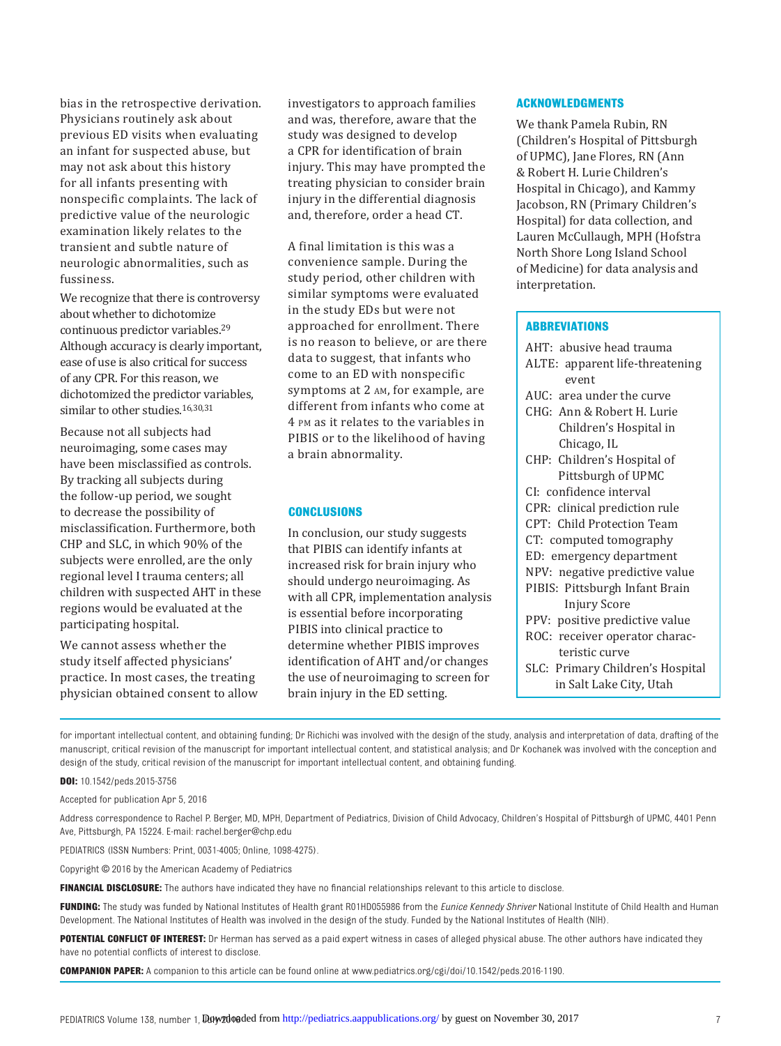bias in the retrospective derivation. Physicians routinely ask about previous ED visits when evaluating an infant for suspected abuse, but may not ask about this history for all infants presenting with nonspecific complaints. The lack of predictive value of the neurologic examination likely relates to the transient and subtle nature of neurologic abnormalities, such as fussiness.

We recognize that there is controversy about whether to dichotomize continuous predictor variables.[29] Although accuracy is clearly important, ease of use is also critical for success of any CPR. For this reason, we dichotomized the predictor variables, similar to other studies.[16,30,31]

Because not all subjects had neuroimaging, some cases may have been misclassified as controls. By tracking all subjects during the follow-up period, we sought to decrease the possibility of misclassification. Furthermore, both CHP and SLC, in which 90% of the subjects were enrolled, are the only regional level I trauma centers; all children with suspected AHT in these regions would be evaluated at the participating hospital.

We cannot assess whether the study itself affected physicians' practice. In most cases, the treating physician obtained consent to allow investigators to approach families and was, therefore, aware that the study was designed to develop a CPR for identification of brain injury. This may have prompted the treating physician to consider brain injury in the differential diagnosis and, therefore, order a head CT.

A final limitation is this was a convenience sample. During the study period, other children with similar symptoms were evaluated in the study EDs but were not approached for enrollment. There is no reason to believe, or are there data to suggest, that infants who come to an ED with nonspecific symptoms at 2 AM, for example, are different from infants who come at 4 PM as it relates to the variables in PIBIS or to the likelihood of having a brain abnormality.

## CONCLUSIONS

In conclusion, our study suggests that PIBIS can identify infants at increased risk for brain injury who should undergo neuroimaging. As with all CPR, implementation analysis is essential before incorporating PIBIS into clinical practice to determine whether PIBIS improves identification of AHT and/or changes the use of neuroimaging to screen for brain injury in the ED setting.

## ACKNOWLEDGMENTS

We thank Pamela Rubin, RN (Children's Hospital of Pittsburgh of UPMC), Jane Flores, RN (Ann & Robert H. Lurie Children's Hospital in Chicago), and Kammy Jacobson, RN (Primary Children's Hospital) for data collection, and Lauren McCullaugh, MPH (Hofstra North Shore Long Island School of Medicine) for data analysis and interpretation.

## ABBREVIATIONS

AHT: abusive head trauma
ALTE: apparent life-threatening event
AUC: area under the curve
CHG: Ann & Robert H. Lurie Children's Hospital in Chicago, IL
CHP: Children's Hospital of Pittsburgh of UPMC
CI: confidence interval
CPR: clinical prediction rule
CPT: Child Protection Team
CT: computed tomography
ED: emergency department
NPV: negative predictive value
PIBIS: Pittsburgh Infant Brain Injury Score
PPV: positive predictive value
ROC: receiver operator characteristic curve
SLC: Primary Children's Hospital in Salt Lake City, Utah

---

for important intellectual content, and obtaining funding; Dr Richichi was involved with the design of the study, analysis and interpretation of data, drafting of the manuscript, critical revision of the manuscript for important intellectual content, and statistical analysis; and Dr Kochanek was involved with the conception and design of the study, critical revision of the manuscript for important intellectual content, and obtaining funding.

**DOI:** 10.1542/peds.2015-3756

Accepted for publication Apr 5, 2016

Address correspondence to Rachel P. Berger, MD, MPH, Department of Pediatrics, Division of Child Advocacy, Children's Hospital of Pittsburgh of UPMC, 4401 Penn Ave, Pittsburgh, PA 15224. E-mail: rachel.berger@chp.edu

PEDIATRICS (ISSN Numbers: Print, 0031-4005; Online, 1098-4275).

Copyright © 2016 by the American Academy of Pediatrics

**FINANCIAL DISCLOSURE:** The authors have indicated they have no financial relationships relevant to this article to disclose.

**FUNDING:** The study was funded by National Institutes of Health grant R01HD055986 from the *Eunice Kennedy Shriver* National Institute of Child Health and Human Development. The National Institutes of Health was involved in the design of the study. Funded by the National Institutes of Health (NIH).

**POTENTIAL CONFLICT OF INTEREST:** Dr Herman has served as a paid expert witness in cases of alleged physical abuse. The other authors have indicated they have no potential conflicts of interest to disclose.

**COMPANION PAPER:** A companion to this article can be found online at www.pediatrics.org/cgi/doi/10.1542/peds.2016-1190.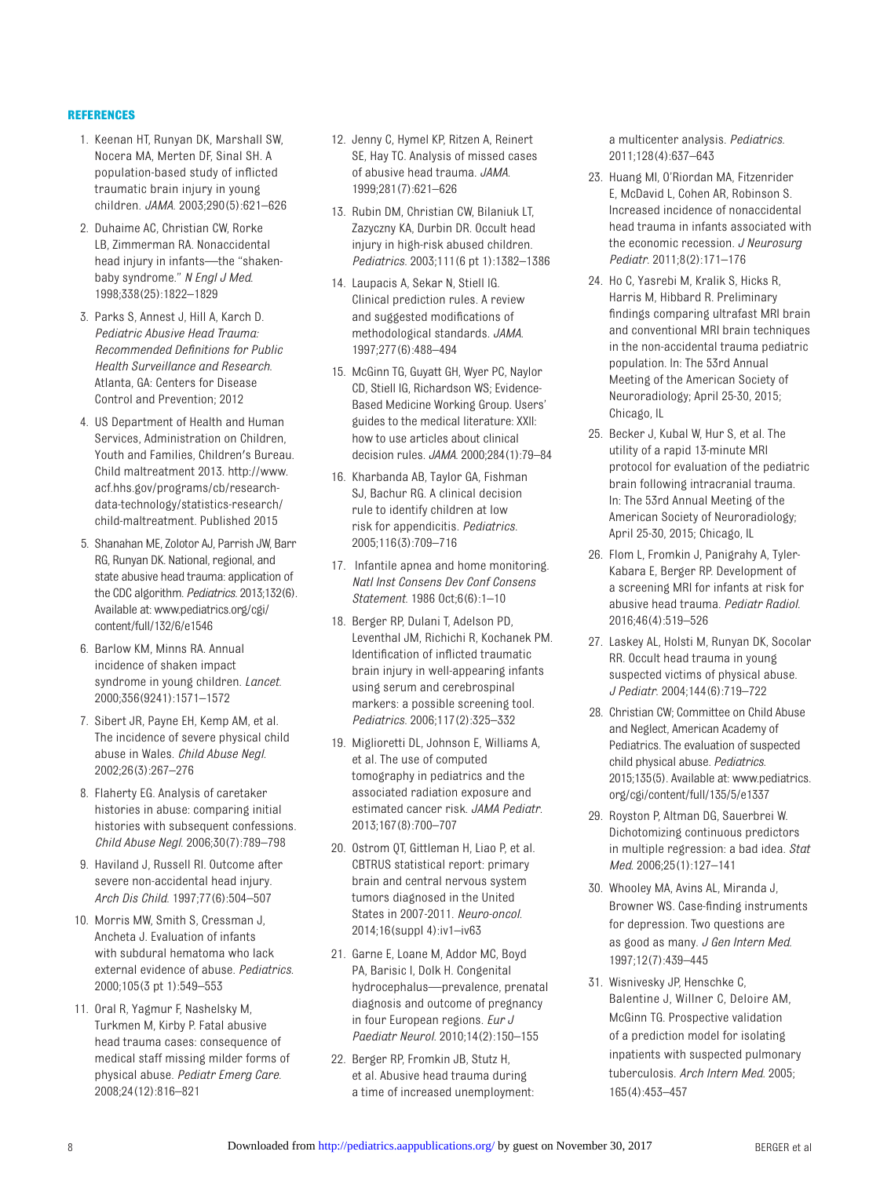## REFERENCES

1. Keenan HT, Runyan DK, Marshall SW, Nocera MA, Merten DF, Sinal SH. A population-based study of inflicted traumatic brain injury in young children. *JAMA*. 2003;290(5):621–626
2. Duhaime AC, Christian CW, Rorke LB, Zimmerman RA. Nonaccidental head injury in infants—the "shaken-baby syndrome." *N Engl J Med*. 1998;338(25):1822–1829
3. Parks S, Annest J, Hill A, Karch D. *Pediatric Abusive Head Trauma: Recommended Definitions for Public Health Surveillance and Research*. Atlanta, GA: Centers for Disease Control and Prevention; 2012
4. US Department of Health and Human Services, Administration on Children, Youth and Families, Children's Bureau. Child maltreatment 2013. http://www.acf.hhs.gov/programs/cb/research-data-technology/statistics-research/child-maltreatment. Published 2015
5. Shanahan ME, Zolotor AJ, Parrish JW, Barr RG, Runyan DK. National, regional, and state abusive head trauma: application of the CDC algorithm. *Pediatrics*. 2013;132(6). Available at: www.pediatrics.org/cgi/content/full/132/6/e1546
6. Barlow KM, Minns RA. Annual incidence of shaken impact syndrome in young children. *Lancet*. 2000;356(9241):1571–1572
7. Sibert JR, Payne EH, Kemp AM, et al. The incidence of severe physical child abuse in Wales. *Child Abuse Negl*. 2002;26(3):267–276
8. Flaherty EG. Analysis of caretaker histories in abuse: comparing initial histories with subsequent confessions. *Child Abuse Negl*. 2006;30(7):789–798
9. Haviland J, Russell RI. Outcome after severe non-accidental head injury. *Arch Dis Child*. 1997;77(6):504–507
10. Morris MW, Smith S, Cressman J, Ancheta J. Evaluation of infants with subdural hematoma who lack external evidence of abuse. *Pediatrics*. 2000;105(3 pt 1):549–553
11. Oral R, Yagmur F, Nashelsky M, Turkmen M, Kirby P. Fatal abusive head trauma cases: consequence of medical staff missing milder forms of physical abuse. *Pediatr Emerg Care*. 2008;24(12):816–821
12. Jenny C, Hymel KP, Ritzen A, Reinert SE, Hay TC. Analysis of missed cases of abusive head trauma. *JAMA*. 1999;281(7):621–626
13. Rubin DM, Christian CW, Bilaniuk LT, Zazyczny KA, Durbin DR. Occult head injury in high-risk abused children. *Pediatrics*. 2003;111(6 pt 1):1382–1386
14. Laupacis A, Sekar N, Stiell IG. Clinical prediction rules. A review and suggested modifications of methodological standards. *JAMA*. 1997;277(6):488–494
15. McGinn TG, Guyatt GH, Wyer PC, Naylor CD, Stiell IG, Richardson WS; Evidence-Based Medicine Working Group. Users' guides to the medical literature: XXII: how to use articles about clinical decision rules. *JAMA*. 2000;284(1):79–84
16. Kharbanda AB, Taylor GA, Fishman SJ, Bachur RG. A clinical decision rule to identify children at low risk for appendicitis. *Pediatrics*. 2005;116(3):709–716
17. Infantile apnea and home monitoring. *Natl Inst Consens Dev Conf Consens Statement*. 1986 Oct;6(6):1–10
18. Berger RP, Dulani T, Adelson PD, Leventhal JM, Richichi R, Kochanek PM. Identification of inflicted traumatic brain injury in well-appearing infants using serum and cerebrospinal markers: a possible screening tool. *Pediatrics*. 2006;117(2):325–332
19. Miglioretti DL, Johnson E, Williams A, et al. The use of computed tomography in pediatrics and the associated radiation exposure and estimated cancer risk. *JAMA Pediatr*. 2013;167(8):700–707
20. Ostrom QT, Gittleman H, Liao P, et al. CBTRUS statistical report: primary brain and central nervous system tumors diagnosed in the United States in 2007-2011. *Neuro-oncol*. 2014;16(suppl 4):iv1–iv63
21. Garne E, Loane M, Addor MC, Boyd PA, Barisic I, Dolk H. Congenital hydrocephalus—prevalence, prenatal diagnosis and outcome of pregnancy in four European regions. *Eur J Paediatr Neurol*. 2010;14(2):150–155
22. Berger RP, Fromkin JB, Stutz H, et al. Abusive head trauma during a time of increased unemployment: a multicenter analysis. *Pediatrics*. 2011;128(4):637–643
23. Huang MI, O'Riordan MA, Fitzenrider E, McDavid L, Cohen AR, Robinson S. Increased incidence of nonaccidental head trauma in infants associated with the economic recession. *J Neurosurg Pediatr*. 2011;8(2):171–176
24. Ho C, Yasrebi M, Kralik S, Hicks R, Harris M, Hibbard R. Preliminary findings comparing ultrafast MRI brain and conventional MRI brain techniques in the non-accidental trauma pediatric population. In: The 53rd Annual Meeting of the American Society of Neuroradiology; April 25-30, 2015; Chicago, IL
25. Becker J, Kubal W, Hur S, et al. The utility of a rapid 13-minute MRI protocol for evaluation of the pediatric brain following intracranial trauma. In: The 53rd Annual Meeting of the American Society of Neuroradiology; April 25-30, 2015; Chicago, IL
26. Flom L, Fromkin J, Panigrahy A, Tyler-Kabara E, Berger RP. Development of a screening MRI for infants at risk for abusive head trauma. *Pediatr Radiol*. 2016;46(4):519–526
27. Laskey AL, Holsti M, Runyan DK, Socolar RR. Occult head trauma in young suspected victims of physical abuse. *J Pediatr*. 2004;144(6):719–722
28. Christian CW; Committee on Child Abuse and Neglect, American Academy of Pediatrics. The evaluation of suspected child physical abuse. *Pediatrics*. 2015;135(5). Available at: www.pediatrics.org/cgi/content/full/135/5/e1337
29. Royston P, Altman DG, Sauerbrei W. Dichotomizing continuous predictors in multiple regression: a bad idea. *Stat Med*. 2006;25(1):127–141
30. Whooley MA, Avins AL, Miranda J, Browner WS. Case-finding instruments for depression. Two questions are as good as many. *J Gen Intern Med*. 1997;12(7):439–445
31. Wisnivesky JP, Henschke C, Balentine J, Willner C, Deloire AM, McGinn TG. Prospective validation of a prediction model for isolating inpatients with suspected pulmonary tuberculosis. *Arch Intern Med*. 2005; 165(4):453–457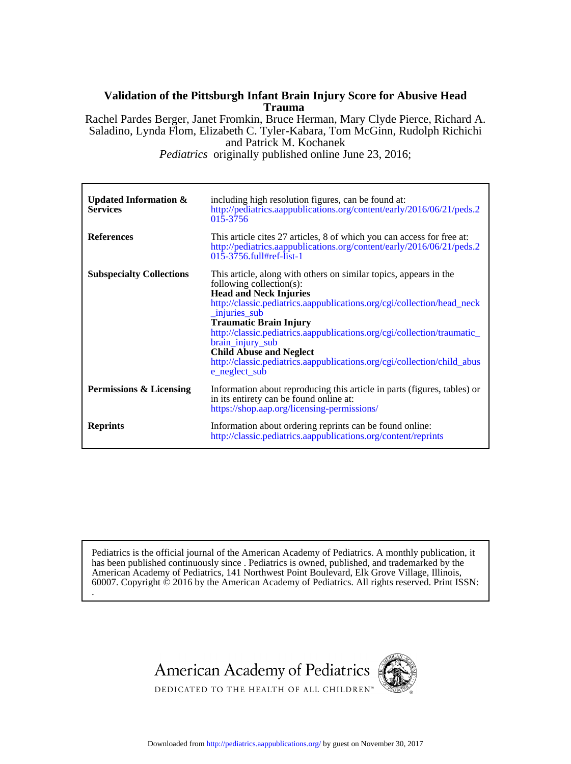# Validation of the Pittsburgh Infant Brain Injury Score for Abusive Head Trauma

Rachel Pardes Berger, Janet Fromkin, Bruce Herman, Mary Clyde Pierce, Richard A. Saladino, Lynda Flom, Elizabeth C. Tyler-Kabara, Tom McGinn, Rudolph Richichi and Patrick M. Kochanek

*Pediatrics* originally published online June 23, 2016;

| | |
|---|---|
| **Updated Information & Services** | including high resolution figures, can be found at: http://pediatrics.aappublications.org/content/early/2016/06/21/peds.2015-3756 |
| **References** | This article cites 27 articles, 8 of which you can access for free at: http://pediatrics.aappublications.org/content/early/2016/06/21/peds.2015-3756.full#ref-list-1 |
| **Subspecialty Collections** | This article, along with others on similar topics, appears in the following collection(s): **Head and Neck Injuries** http://classic.pediatrics.aappublications.org/cgi/collection/head_neck_injuries_sub **Traumatic Brain Injury** http://classic.pediatrics.aappublications.org/cgi/collection/traumatic_brain_injury_sub **Child Abuse and Neglect** http://classic.pediatrics.aappublications.org/cgi/collection/child_abuse_neglect_sub |
| **Permissions & Licensing** | Information about reproducing this article in parts (figures, tables) or in its entirety can be found online at: https://shop.aap.org/licensing-permissions/ |
| **Reprints** | Information about ordering reprints can be found online: http://classic.pediatrics.aappublications.org/content/reprints |

Pediatrics is the official journal of the American Academy of Pediatrics. A monthly publication, it has been published continuously since . Pediatrics is owned, published, and trademarked by the American Academy of Pediatrics, 141 Northwest Point Boulevard, Elk Grove Village, Illinois, 60007. Copyright © 2016 by the American Academy of Pediatrics. All rights reserved. Print ISSN: .

American Academy of Pediatrics

DEDICATED TO THE HEALTH OF ALL CHILDREN™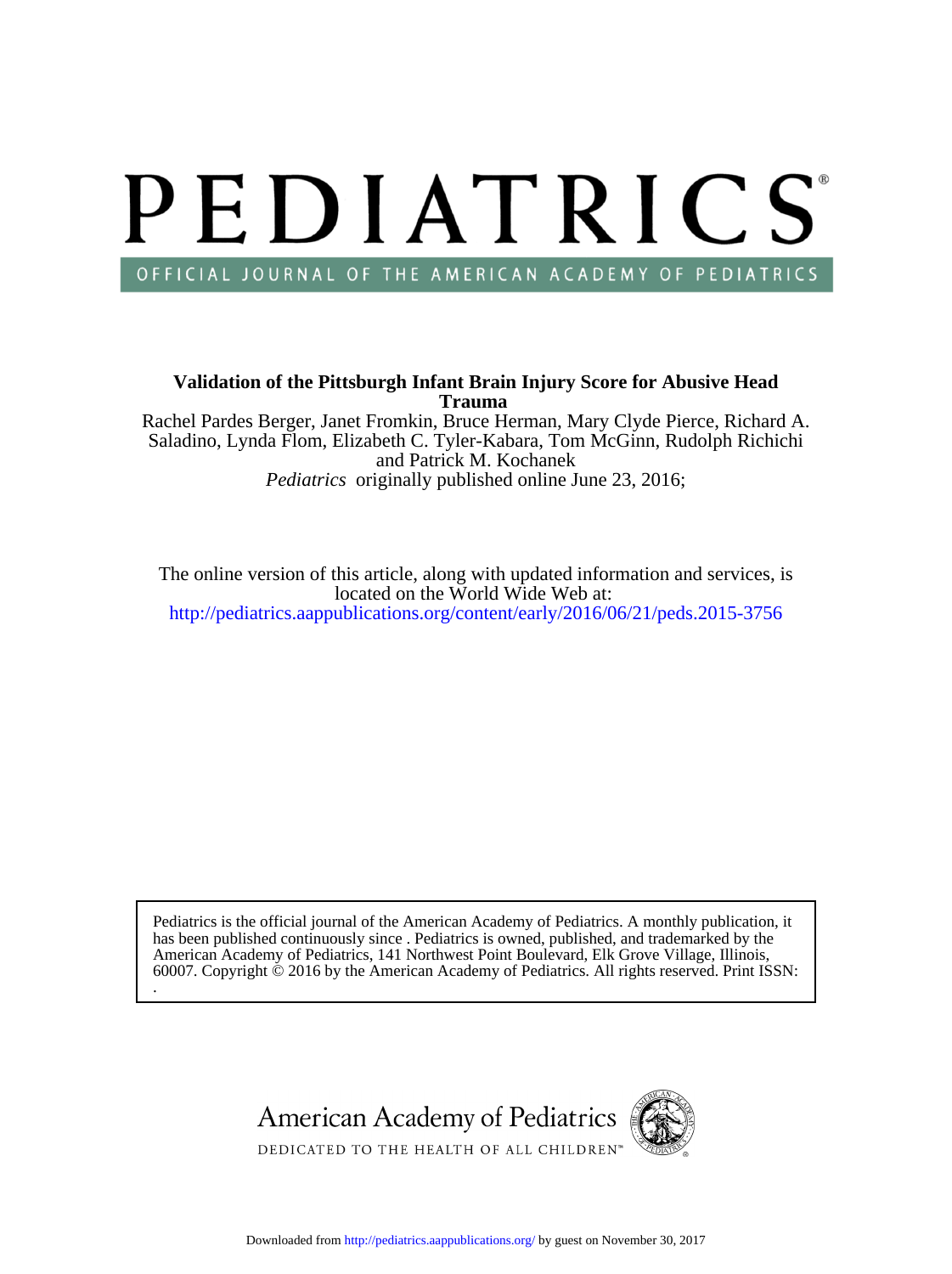# PEDIATRICS

OFFICIAL JOURNAL OF THE AMERICAN ACADEMY OF PEDIATRICS

**Validation of the Pittsburgh Infant Brain Injury Score for Abusive Head Trauma**

Rachel Pardes Berger, Janet Fromkin, Bruce Herman, Mary Clyde Pierce, Richard A. Saladino, Lynda Flom, Elizabeth C. Tyler-Kabara, Tom McGinn, Rudolph Richichi and Patrick M. Kochanek

*Pediatrics* originally published online June 23, 2016;

The online version of this article, along with updated information and services, is located on the World Wide Web at:

http://pediatrics.aappublications.org/content/early/2016/06/21/peds.2015-3756

Pediatrics is the official journal of the American Academy of Pediatrics. A monthly publication, it has been published continuously since . Pediatrics is owned, published, and trademarked by the American Academy of Pediatrics, 141 Northwest Point Boulevard, Elk Grove Village, Illinois, 60007. Copyright © 2016 by the American Academy of Pediatrics. All rights reserved. Print ISSN: .

American Academy of Pediatrics

DEDICATED TO THE HEALTH OF ALL CHILDREN™

Downloaded from http://pediatrics.aappublications.org/ by guest on November 30, 2017